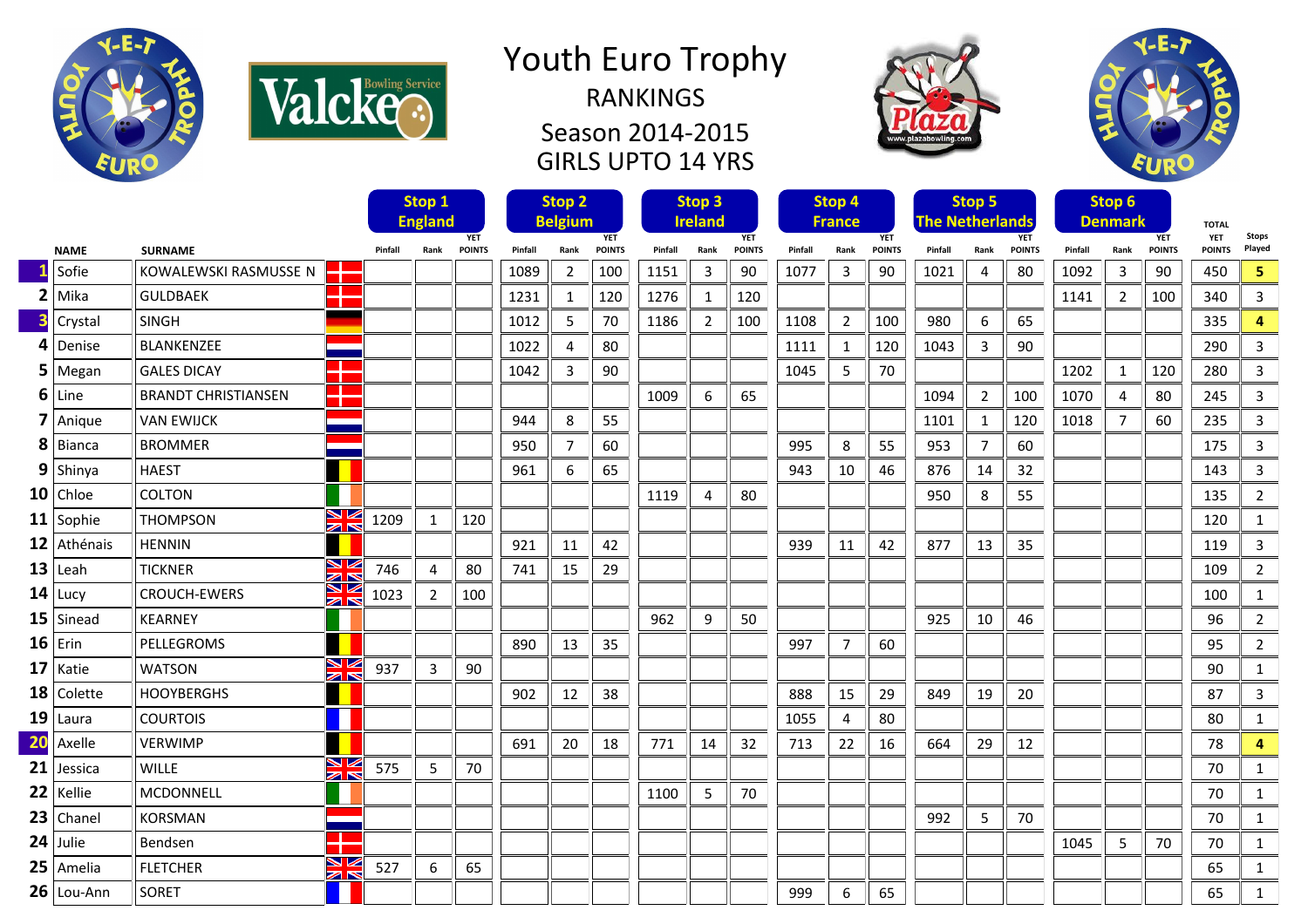# Youth Euro Trophy

RANKINGS

Season 2014-2015

GIRLS UPTO 14 YRS

| | NAME | SURNAME | Stop 1 England Pinfall | Rank | YET POINTS | Stop 2 Belgium Pinfall | Rank | YET POINTS | Stop 3 Ireland Pinfall | Rank | YET POINTS | Stop 4 France Pinfall | Rank | YET POINTS | Stop 5 The Netherlands Pinfall | Rank | YET POINTS | Stop 6 Denmark Pinfall | Rank | YET POINTS | TOTAL YET POINTS | Stops Played |
|---|---|---|---|---|---|---|---|---|---|---|---|---|---|---|---|---|---|---|---|---|---|---|
| 1 | Sofie | KOWALEWSKI RASMUSSE N | | | | 1089 | 2 | 100 | 1151 | 3 | 90 | 1077 | 3 | 90 | 1021 | 4 | 80 | 1092 | 3 | 90 | 450 | 5 |
| 2 | Mika | GULDBAEK | | | | 1231 | 1 | 120 | 1276 | 1 | 120 | | | | | | | 1141 | 2 | 100 | 340 | 3 |
| 3 | Crystal | SINGH | | | | 1012 | 5 | 70 | 1186 | 2 | 100 | 1108 | 2 | 100 | 980 | 6 | 65 | | | | 335 | 4 |
| 4 | Denise | BLANKENZEE | | | | 1022 | 4 | 80 | | | | 1111 | 1 | 120 | 1043 | 3 | 90 | | | | 290 | 3 |
| 5 | Megan | GALES DICAY | | | | 1042 | 3 | 90 | | | | 1045 | 5 | 70 | | | | 1202 | 1 | 120 | 280 | 3 |
| 6 | Line | BRANDT CHRISTIANSEN | | | | | | | 1009 | 6 | 65 | | | | 1094 | 2 | 100 | 1070 | 4 | 80 | 245 | 3 |
| 7 | Anique | VAN EWIJCK | | | | 944 | 8 | 55 | | | | | | | 1101 | 1 | 120 | 1018 | 7 | 60 | 235 | 3 |
| 8 | Bianca | BROMMER | | | | 950 | 7 | 60 | | | | 995 | 8 | 55 | 953 | 7 | 60 | | | | 175 | 3 |
| 9 | Shinya | HAEST | | | | 961 | 6 | 65 | | | | 943 | 10 | 46 | 876 | 14 | 32 | | | | 143 | 3 |
| 10 | Chloe | COLTON | | | | | | | 1119 | 4 | 80 | | | | 950 | 8 | 55 | | | | 135 | 2 |
| 11 | Sophie | THOMPSON | 1209 | 1 | 120 | | | | | | | | | | | | | | | | 120 | 1 |
| 12 | Athénais | HENNIN | | | | 921 | 11 | 42 | | | | 939 | 11 | 42 | 877 | 13 | 35 | | | | 119 | 3 |
| 13 | Leah | TICKNER | 746 | 4 | 80 | 741 | 15 | 29 | | | | | | | | | | | | | 109 | 2 |
| 14 | Lucy | CROUCH-EWERS | 1023 | 2 | 100 | | | | | | | | | | | | | | | | 100 | 1 |
| 15 | Sinead | KEARNEY | | | | | | | 962 | 9 | 50 | | | | 925 | 10 | 46 | | | | 96 | 2 |
| 16 | Erin | PELLEGROMS | | | | 890 | 13 | 35 | | | | 997 | 7 | 60 | | | | | | | 95 | 2 |
| 17 | Katie | WATSON | 937 | 3 | 90 | | | | | | | | | | | | | | | | 90 | 1 |
| 18 | Colette | HOOYBERGHS | | | | 902 | 12 | 38 | | | | 888 | 15 | 29 | 849 | 19 | 20 | | | | 87 | 3 |
| 19 | Laura | COURTOIS | | | | | | | | | | 1055 | 4 | 80 | | | | | | | 80 | 1 |
| 20 | Axelle | VERWIMP | | | | 691 | 20 | 18 | 771 | 14 | 32 | 713 | 22 | 16 | 664 | 29 | 12 | | | | 78 | 4 |
| 21 | Jessica | WILLE | 575 | 5 | 70 | | | | | | | | | | | | | | | | 70 | 1 |
| 22 | Kellie | MCDONNELL | | | | | | | 1100 | 5 | 70 | | | | | | | | | | 70 | 1 |
| 23 | Chanel | KORSMAN | | | | | | | | | | | | | 992 | 5 | 70 | | | | 70 | 1 |
| 24 | Julie | Bendsen | | | | | | | | | | | | | | | | 1045 | 5 | 70 | 70 | 1 |
| 25 | Amelia | FLETCHER | 527 | 6 | 65 | | | | | | | | | | | | | | | | 65 | 1 |
| 26 | Lou-Ann | SORET | | | | | | | | | | 999 | 6 | 65 | | | | | | | 65 | 1 |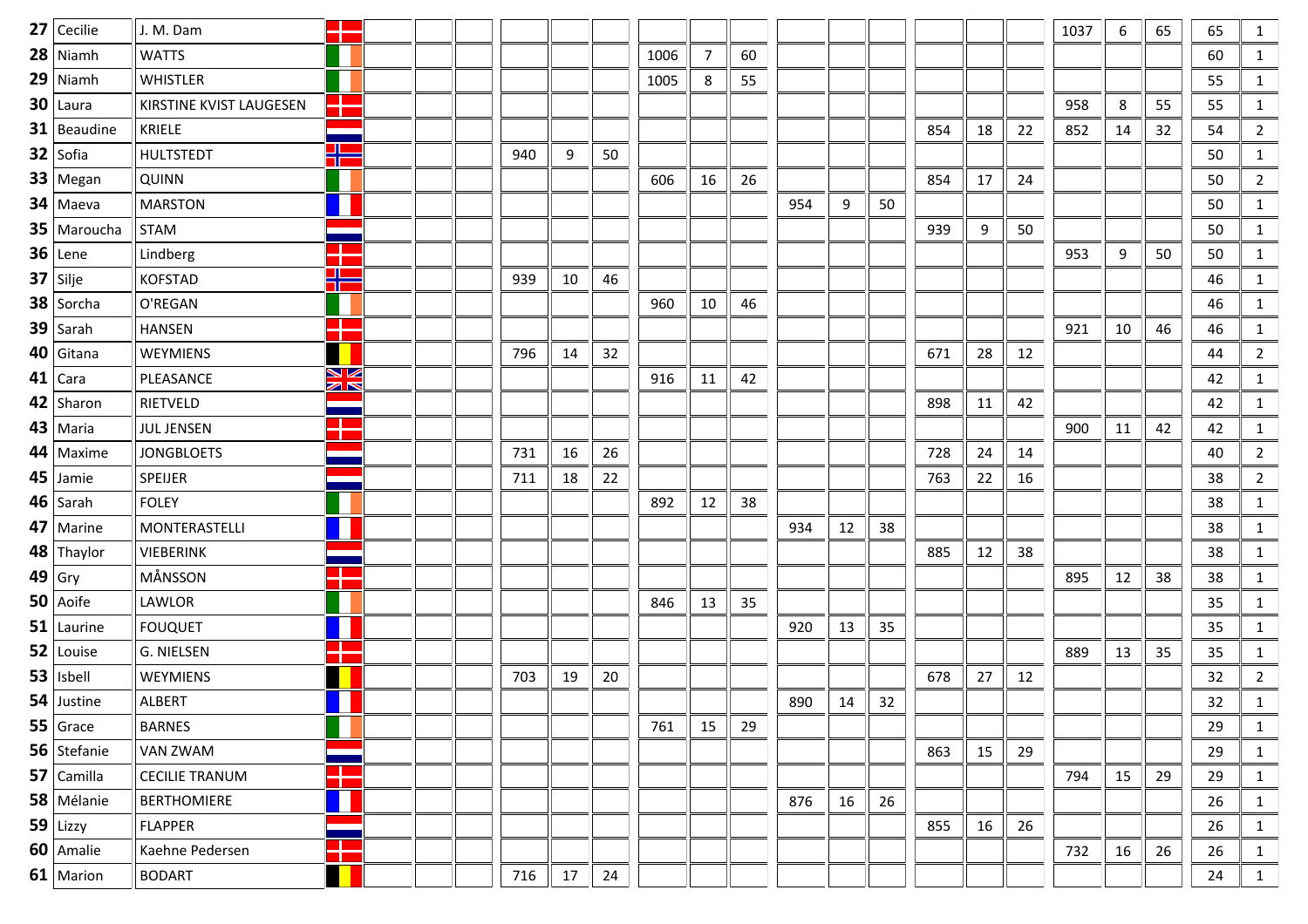| | | | | | | | | | | | | | | | | | | | | | | | |
|---|---|---|---|---|---|---|---|---|---|---|---|---|---|---|---|---|---|---|---|---|---|---|---|
| 27 | Cecilie | J. M. Dam | | | | | | | | | | | | | | | | | 1037 | 6 | 65 | 65 | 1 |
| 28 | Niamh | WATTS | | | | | | | | 1006 | 7 | 60 | | | | | | | | | | 60 | 1 |
| 29 | Niamh | WHISTLER | | | | | | | | 1005 | 8 | 55 | | | | | | | | | | 55 | 1 |
| 30 | Laura | KIRSTINE KVIST LAUGESEN | | | | | | | | | | | | | | | | | 958 | 8 | 55 | 55 | 1 |
| 31 | Beaudine | KRIELE | | | | | | | | | | | | | | 854 | 18 | 22 | 852 | 14 | 32 | 54 | 2 |
| 32 | Sofia | HULTSTEDT | | | | | 940 | 9 | 50 | | | | | | | | | | | | | 50 | 1 |
| 33 | Megan | QUINN | | | | | | | | 606 | 16 | 26 | | | | 854 | 17 | 24 | | | | 50 | 2 |
| 34 | Maeva | MARSTON | | | | | | | | | | | 954 | 9 | 50 | | | | | | | 50 | 1 |
| 35 | Maroucha | STAM | | | | | | | | | | | | | | 939 | 9 | 50 | | | | 50 | 1 |
| 36 | Lene | Lindberg | | | | | | | | | | | | | | | | | 953 | 9 | 50 | 50 | 1 |
| 37 | Silje | KOFSTAD | | | | | 939 | 10 | 46 | | | | | | | | | | | | | 46 | 1 |
| 38 | Sorcha | O'REGAN | | | | | | | | 960 | 10 | 46 | | | | | | | | | | 46 | 1 |
| 39 | Sarah | HANSEN | | | | | | | | | | | | | | | | | 921 | 10 | 46 | 46 | 1 |
| 40 | Gitana | WEYMIENS | | | | | 796 | 14 | 32 | | | | | | | 671 | 28 | 12 | | | | 44 | 2 |
| 41 | Cara | PLEASANCE | | | | | | | | 916 | 11 | 42 | | | | | | | | | | 42 | 1 |
| 42 | Sharon | RIETVELD | | | | | | | | | | | | | | 898 | 11 | 42 | | | | 42 | 1 |
| 43 | Maria | JUL JENSEN | | | | | | | | | | | | | | | | | 900 | 11 | 42 | 42 | 1 |
| 44 | Maxime | JONGBLOETS | | | | | 731 | 16 | 26 | | | | | | | 728 | 24 | 14 | | | | 40 | 2 |
| 45 | Jamie | SPEIJER | | | | | 711 | 18 | 22 | | | | | | | 763 | 22 | 16 | | | | 38 | 2 |
| 46 | Sarah | FOLEY | | | | | | | | 892 | 12 | 38 | | | | | | | | | | 38 | 1 |
| 47 | Marine | MONTERASTELLI | | | | | | | | | | | 934 | 12 | 38 | | | | | | | 38 | 1 |
| 48 | Thaylor | VIEBERINK | | | | | | | | | | | | | | 885 | 12 | 38 | | | | 38 | 1 |
| 49 | Gry | MÅNSSON | | | | | | | | | | | | | | | | | 895 | 12 | 38 | 38 | 1 |
| 50 | Aoife | LAWLOR | | | | | | | | 846 | 13 | 35 | | | | | | | | | | 35 | 1 |
| 51 | Laurine | FOUQUET | | | | | | | | | | | 920 | 13 | 35 | | | | | | | 35 | 1 |
| 52 | Louise | G. NIELSEN | | | | | | | | | | | | | | | | | 889 | 13 | 35 | 35 | 1 |
| 53 | Isbell | WEYMIENS | | | | | 703 | 19 | 20 | | | | | | | 678 | 27 | 12 | | | | 32 | 2 |
| 54 | Justine | ALBERT | | | | | | | | | | | 890 | 14 | 32 | | | | | | | 32 | 1 |
| 55 | Grace | BARNES | | | | | | | | 761 | 15 | 29 | | | | | | | | | | 29 | 1 |
| 56 | Stefanie | VAN ZWAM | | | | | | | | | | | | | | 863 | 15 | 29 | | | | 29 | 1 |
| 57 | Camilla | CECILIE TRANUM | | | | | | | | | | | | | | | | | 794 | 15 | 29 | 29 | 1 |
| 58 | Mélanie | BERTHOMIERE | | | | | | | | | | | 876 | 16 | 26 | | | | | | | 26 | 1 |
| 59 | Lizzy | FLAPPER | | | | | | | | | | | | | | 855 | 16 | 26 | | | | 26 | 1 |
| 60 | Amalie | Kaehne Pedersen | | | | | | | | | | | | | | | | | 732 | 16 | 26 | 26 | 1 |
| 61 | Marion | BODART | | | | | 716 | 17 | 24 | | | | | | | | | | | | | 24 | 1 |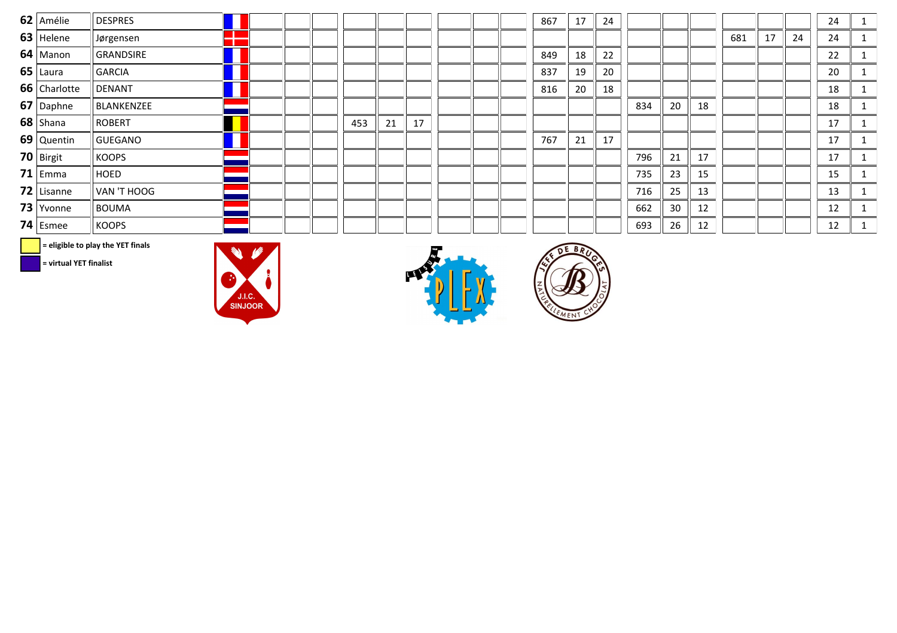| | | | | | | | | | | | | | | | | | | | | | | | |
|---|---|---|---|---|---|---|---|---|---|---|---|---|---|---|---|---|---|---|---|---|---|---|---|
| **62** | Amélie | DESPRES | | | | | | | | | | | 867 | 17 | 24 | | | | | | | 24 | 1 |
| **63** | Helene | Jørgensen | | | | | | | | | | | | | | | | | 681 | 17 | 24 | 24 | 1 |
| **64** | Manon | GRANDSIRE | | | | | | | | | | | 849 | 18 | 22 | | | | | | | 22 | 1 |
| **65** | Laura | GARCIA | | | | | | | | | | | 837 | 19 | 20 | | | | | | | 20 | 1 |
| **66** | Charlotte | DENANT | | | | | | | | | | | 816 | 20 | 18 | | | | | | | 18 | 1 |
| **67** | Daphne | BLANKENZEE | | | | | | | | | | | | | | 834 | 20 | 18 | | | | 18 | 1 |
| **68** | Shana | ROBERT | | | | | 453 | 21 | 17 | | | | | | | | | | | | | 17 | 1 |
| **69** | Quentin | GUEGANO | | | | | | | | | | | 767 | 21 | 17 | | | | | | | 17 | 1 |
| **70** | Birgit | KOOPS | | | | | | | | | | | | | | 796 | 21 | 17 | | | | 17 | 1 |
| **71** | Emma | HOED | | | | | | | | | | | | | | 735 | 23 | 15 | | | | 15 | 1 |
| **72** | Lisanne | VAN 'T HOOG | | | | | | | | | | | | | | 716 | 25 | 13 | | | | 13 | 1 |
| **73** | Yvonne | BOUMA | | | | | | | | | | | | | | 662 | 30 | 12 | | | | 12 | 1 |
| **74** | Esmee | KOOPS | | | | | | | | | | | | | | 693 | 26 | 12 | | | | 12 | 1 |

**= eligible to play the YET finals**

**= virtual YET finalist**

J.I.C. SINJOOR

PLEX

JEFF DE BRUGES NATURELLEMENT CHOCOLAT